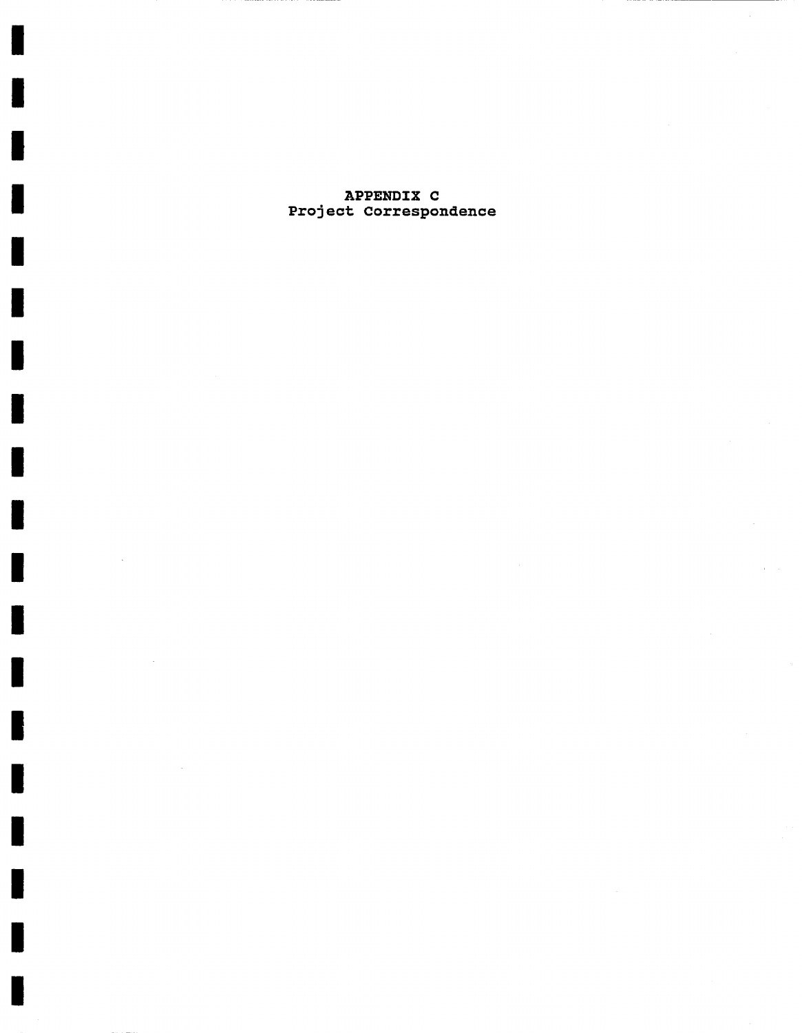# APPENDIX C
## Project Correspondence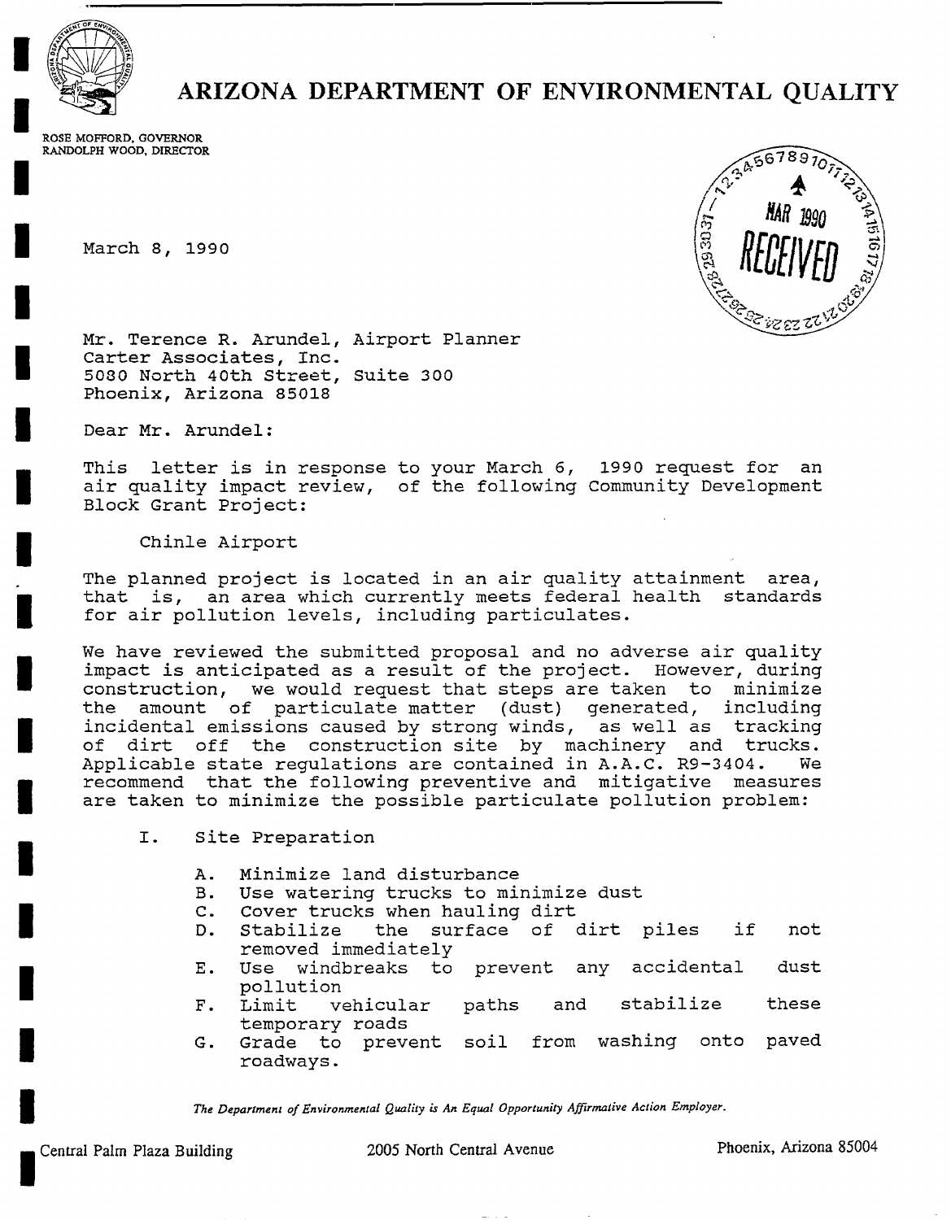# ARIZONA DEPARTMENT OF ENVIRONMENTAL QUALITY

ROSE MOFFORD, GOVERNOR
RANDOLPH WOOD, DIRECTOR

MAR 1990
RECEIVED

March 8, 1990

Mr. Terence R. Arundel, Airport Planner
Carter Associates, Inc.
5080 North 40th Street, Suite 300
Phoenix, Arizona 85018

Dear Mr. Arundel:

This letter is in response to your March 6, 1990 request for an air quality impact review, of the following Community Development Block Grant Project:

Chinle Airport

The planned project is located in an air quality attainment area, that is, an area which currently meets federal health standards for air pollution levels, including particulates.

We have reviewed the submitted proposal and no adverse air quality impact is anticipated as a result of the project. However, during construction, we would request that steps are taken to minimize the amount of particulate matter (dust) generated, including incidental emissions caused by strong winds, as well as tracking of dirt off the construction site by machinery and trucks. Applicable state regulations are contained in A.A.C. R9-3404. We recommend that the following preventive and mitigative measures are taken to minimize the possible particulate pollution problem:

I. Site Preparation

   A. Minimize land disturbance
   B. Use watering trucks to minimize dust
   C. Cover trucks when hauling dirt
   D. Stabilize the surface of dirt piles if not removed immediately
   E. Use windbreaks to prevent any accidental dust pollution
   F. Limit vehicular paths and stabilize these temporary roads
   G. Grade to prevent soil from washing onto paved roadways.

*The Department of Environmental Quality is An Equal Opportunity Affirmative Action Employer.*

Central Palm Plaza Building 2005 North Central Avenue Phoenix, Arizona 85004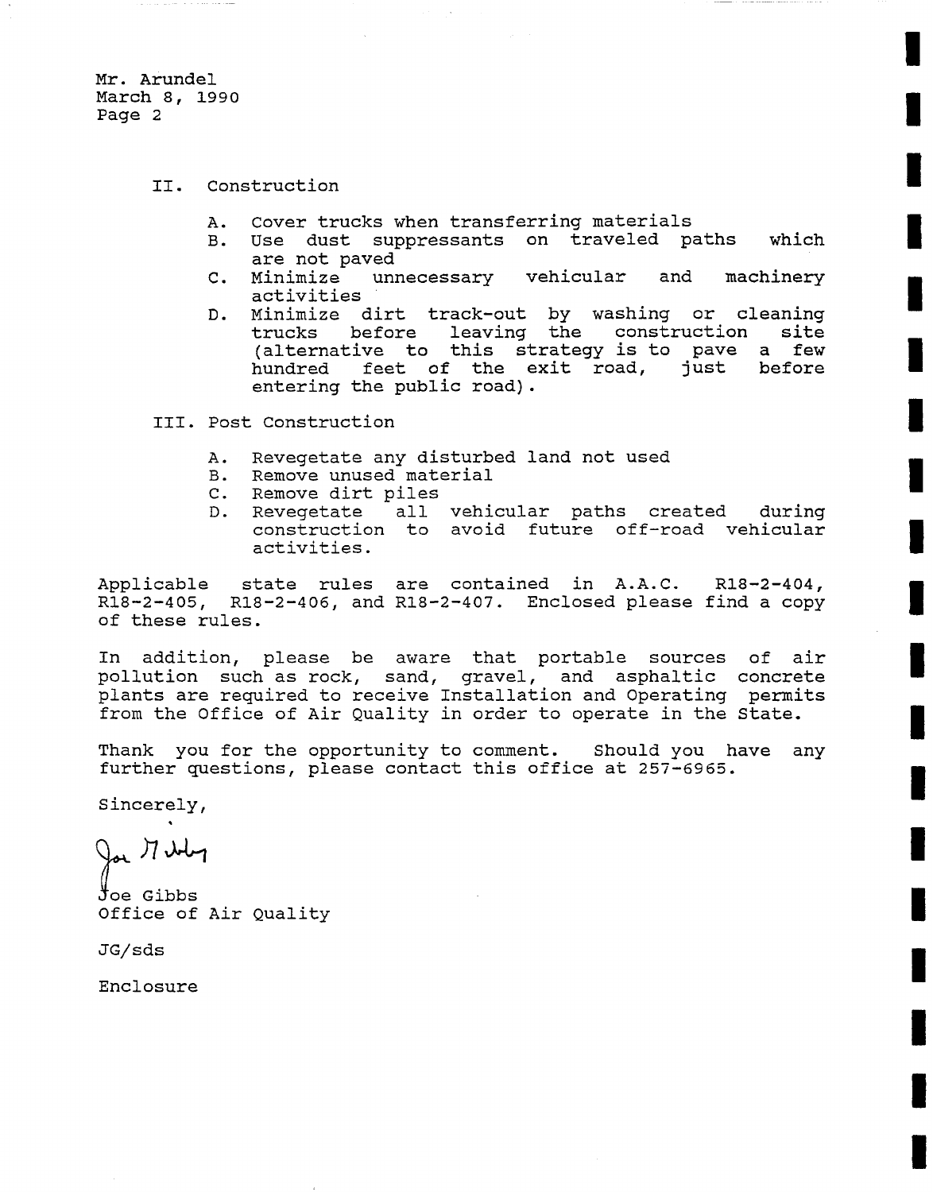Mr. Arundel
March 8, 1990
Page 2

II. Construction

A. Cover trucks when transferring materials
B. Use dust suppressants on traveled paths which are not paved
C. Minimize unnecessary vehicular and machinery activities
D. Minimize dirt track-out by washing or cleaning trucks before leaving the construction site (alternative to this strategy is to pave a few hundred feet of the exit road, just before entering the public road).

III. Post Construction

A. Revegetate any disturbed land not used
B. Remove unused material
C. Remove dirt piles
D. Revegetate all vehicular paths created during construction to avoid future off-road vehicular activities.

Applicable state rules are contained in A.A.C. R18-2-404, R18-2-405, R18-2-406, and R18-2-407. Enclosed please find a copy of these rules.

In addition, please be aware that portable sources of air pollution such as rock, sand, gravel, and asphaltic concrete plants are required to receive Installation and Operating permits from the Office of Air Quality in order to operate in the State.

Thank you for the opportunity to comment. Should you have any further questions, please contact this office at 257-6965.

Sincerely,

Joe Gibbs
Office of Air Quality

JG/sds

Enclosure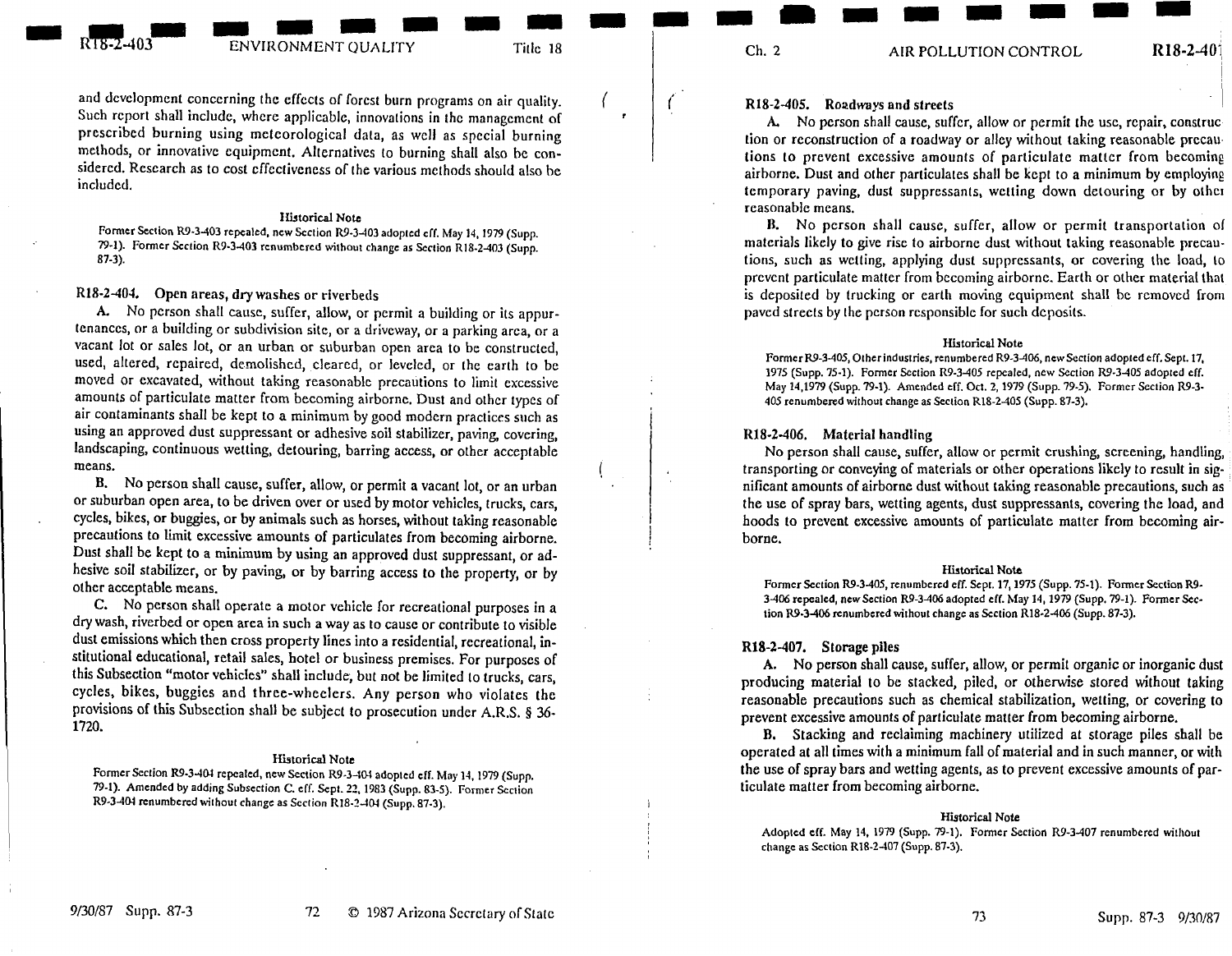and development concerning the effects of forest burn programs on air quality. Such report shall include, where applicable, innovations in the management of prescribed burning using meteorological data, as well as special burning methods, or innovative equipment. Alternatives to burning shall also be considered. Research as to cost effectiveness of the various methods should also be included.

**Historical Note**

Former Section R9-3-403 repealed, new Section R9-3-403 adopted eff. May 14, 1979 (Supp. 79-1). Former Section R9-3-403 renumbered without change as Section R18-2-403 (Supp. 87-3).

### R18-2-404. Open areas, dry washes or riverbeds

A. No person shall cause, suffer, allow, or permit a building or its appurtenances, or a building or subdivision site, or a driveway, or a parking area, or a vacant lot or sales lot, or an urban or suburban open area to be constructed, used, altered, repaired, demolished, cleared, or leveled, or the earth to be moved or excavated, without taking reasonable precautions to limit excessive amounts of particulate matter from becoming airborne. Dust and other types of air contaminants shall be kept to a minimum by good modern practices such as using an approved dust suppressant or adhesive soil stabilizer, paving, covering, landscaping, continuous wetting, detouring, barring access, or other acceptable means.

B. No person shall cause, suffer, allow, or permit a vacant lot, or an urban or suburban open area, to be driven over or used by motor vehicles, trucks, cars, cycles, bikes, or buggies, or by animals such as horses, without taking reasonable precautions to limit excessive amounts of particulates from becoming airborne. Dust shall be kept to a minimum by using an approved dust suppressant, or adhesive soil stabilizer, or by paving, or by barring access to the property, or by other acceptable means.

C. No person shall operate a motor vehicle for recreational purposes in a dry wash, riverbed or open area in such a way as to cause or contribute to visible dust emissions which then cross property lines into a residential, recreational, institutional educational, retail sales, hotel or business premises. For purposes of this Subsection "motor vehicles" shall include, but not be limited to trucks, cars, cycles, bikes, buggies and three-wheelers. Any person who violates the provisions of this Subsection shall be subject to prosecution under A.R.S. § 36-1720.

**Historical Note**

Former Section R9-3-404 repealed, new Section R9-3-404 adopted eff. May 14, 1979 (Supp. 79-1). Amended by adding Subsection C. eff. Sept. 22, 1983 (Supp. 83-5). Former Section R9-3-404 renumbered without change as Section R18-2-404 (Supp. 87-3).

### R18-2-405. Roadways and streets

A. No person shall cause, suffer, allow or permit the use, repair, construction or reconstruction of a roadway or alley without taking reasonable precautions to prevent excessive amounts of particulate matter from becoming airborne. Dust and other particulates shall be kept to a minimum by employing temporary paving, dust suppressants, wetting down detouring or by other reasonable means.

B. No person shall cause, suffer, allow or permit transportation of materials likely to give rise to airborne dust without taking reasonable precautions, such as wetting, applying dust suppressants, or covering the load, to prevent particulate matter from becoming airborne. Earth or other material that is deposited by trucking or earth moving equipment shall be removed from paved streets by the person responsible for such deposits.

**Historical Note**

Former R9-3-405, Other industries, renumbered R9-3-406, new Section adopted eff. Sept. 17, 1975 (Supp. 75-1). Former Section R9-3-405 repealed, new Section R9-3-405 adopted eff. May 14, 1979 (Supp. 79-1). Amended eff. Oct. 2, 1979 (Supp. 79-5). Former Section R9-3-405 renumbered without change as Section R18-2-405 (Supp. 87-3).

### R18-2-406. Material handling

No person shall cause, suffer, allow or permit crushing, screening, handling, transporting or conveying of materials or other operations likely to result in significant amounts of airborne dust without taking reasonable precautions, such as the use of spray bars, wetting agents, dust suppressants, covering the load, and hoods to prevent excessive amounts of particulate matter from becoming airborne.

**Historical Note**

Former Section R9-3-405, renumbered eff. Sept. 17, 1975 (Supp. 75-1). Former Section R9-3-406 repealed, new Section R9-3-406 adopted eff. May 14, 1979 (Supp. 79-1). Former Section R9-3-406 renumbered without change as Section R18-2-406 (Supp. 87-3).

### R18-2-407. Storage piles

A. No person shall cause, suffer, allow, or permit organic or inorganic dust producing material to be stacked, piled, or otherwise stored without taking reasonable precautions such as chemical stabilization, wetting, or covering to prevent excessive amounts of particulate matter from becoming airborne.

B. Stacking and reclaiming machinery utilized at storage piles shall be operated at all times with a minimum fall of material and in such manner, or with the use of spray bars and wetting agents, as to prevent excessive amounts of particulate matter from becoming airborne.

**Historical Note**

Adopted eff. May 14, 1979 (Supp. 79-1). Former Section R9-3-407 renumbered without change as Section R18-2-407 (Supp. 87-3).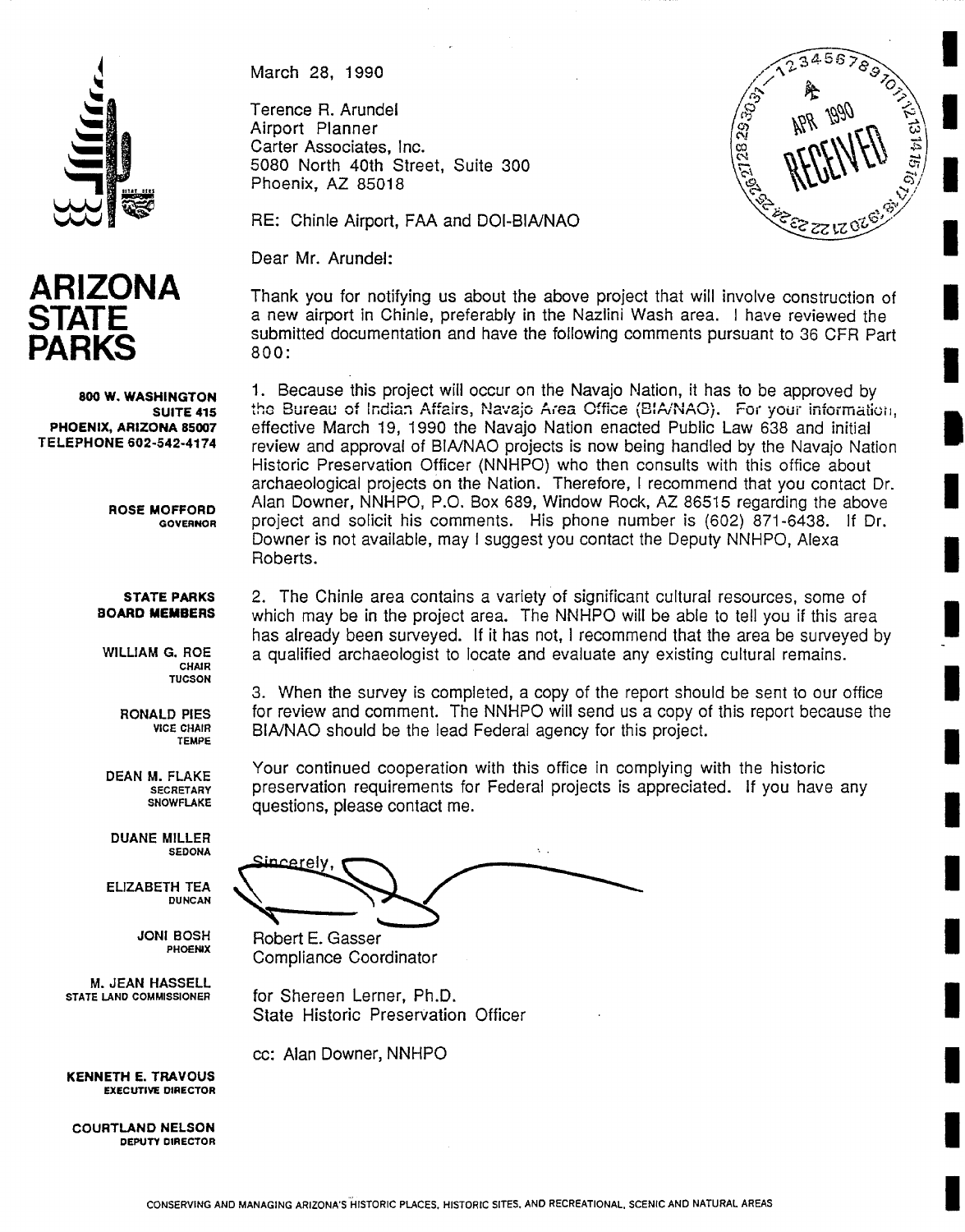# ARIZONA STATE PARKS

**800 W. WASHINGTON**
**SUITE 415**
**PHOENIX, ARIZONA 85007**
**TELEPHONE 602-542-4174**

**ROSE MOFFORD**
GOVERNOR

**STATE PARKS BOARD MEMBERS**

**WILLIAM G. ROE**
CHAIR
TUCSON

**RONALD PIES**
VICE CHAIR
TEMPE

**DEAN M. FLAKE**
SECRETARY
SNOWFLAKE

**DUANE MILLER**
SEDONA

**ELIZABETH TEA**
DUNCAN

**JONI BOSH**
PHOENIX

**M. JEAN HASSELL**
STATE LAND COMMISSIONER

**KENNETH E. TRAVOUS**
EXECUTIVE DIRECTOR

**COURTLAND NELSON**
DEPUTY DIRECTOR

---

RECEIVED APR 1990

March 28, 1990

Terence R. Arundel
Airport Planner
Carter Associates, Inc.
5080 North 40th Street, Suite 300
Phoenix, AZ 85018

RE: Chinle Airport, FAA and DOI-BIA/NAO

Dear Mr. Arundel:

Thank you for notifying us about the above project that will involve construction of a new airport in Chinle, preferably in the Nazlini Wash area. I have reviewed the submitted documentation and have the following comments pursuant to 36 CFR Part 800:

1. Because this project will occur on the Navajo Nation, it has to be approved by the Bureau of Indian Affairs, Navajo Area Office (BIA/NAO). For your information, effective March 19, 1990 the Navajo Nation enacted Public Law 638 and initial review and approval of BIA/NAO projects is now being handled by the Navajo Nation Historic Preservation Officer (NNHPO) who then consults with this office about archaeological projects on the Nation. Therefore, I recommend that you contact Dr. Alan Downer, NNHPO, P.O. Box 689, Window Rock, AZ 86515 regarding the above project and solicit his comments. His phone number is (602) 871-6438. If Dr. Downer is not available, may I suggest you contact the Deputy NNHPO, Alexa Roberts.

2. The Chinle area contains a variety of significant cultural resources, some of which may be in the project area. The NNHPO will be able to tell you if this area has already been surveyed. If it has not, I recommend that the area be surveyed by a qualified archaeologist to locate and evaluate any existing cultural remains.

3. When the survey is completed, a copy of the report should be sent to our office for review and comment. The NNHPO will send us a copy of this report because the BIA/NAO should be the lead Federal agency for this project.

Your continued cooperation with this office in complying with the historic preservation requirements for Federal projects is appreciated. If you have any questions, please contact me.

Sincerely,

Robert E. Gasser
Compliance Coordinator

for Shereen Lerner, Ph.D.
State Historic Preservation Officer

cc: Alan Downer, NNHPO

CONSERVING AND MANAGING ARIZONA'S HISTORIC PLACES, HISTORIC SITES, AND RECREATIONAL, SCENIC AND NATURAL AREAS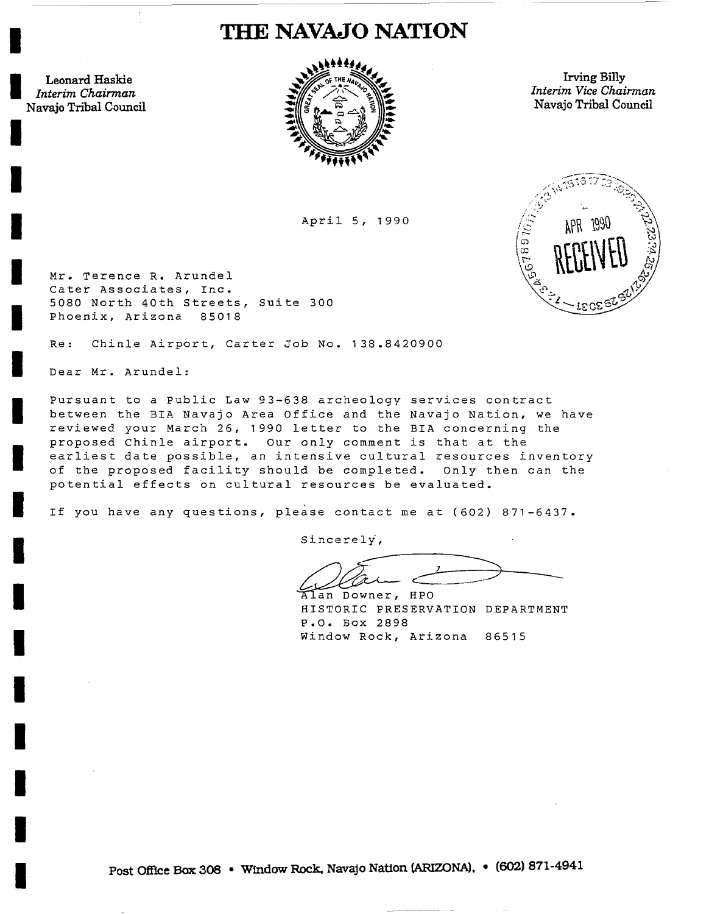# THE NAVAJO NATION

Leonard Haskie
*Interim Chairman*
Navajo Tribal Council

Irving Billy
*Interim Vice Chairman*
Navajo Tribal Council

APR 1990
RECEIVED

April 5, 1990

Mr. Terence R. Arundel
Cater Associates, Inc.
5080 North 40th Streets, Suite 300
Phoenix, Arizona 85018

Re: Chinle Airport, Carter Job No. 138.8420900

Dear Mr. Arundel:

Pursuant to a Public Law 93-638 archeology services contract between the BIA Navajo Area Office and the Navajo Nation, we have reviewed your March 26, 1990 letter to the BIA concerning the proposed Chinle airport. Our only comment is that at the earliest date possible, an intensive cultural resources inventory of the proposed facility should be completed. Only then can the potential effects on cultural resources be evaluated.

If you have any questions, please contact me at (602) 871-6437.

Sincerely,

Alan Downer, HPO
HISTORIC PRESERVATION DEPARTMENT
P.O. Box 2898
Window Rock, Arizona 86515

Post Office Box 308 • Window Rock, Navajo Nation (ARIZONA). • (602) 871-4941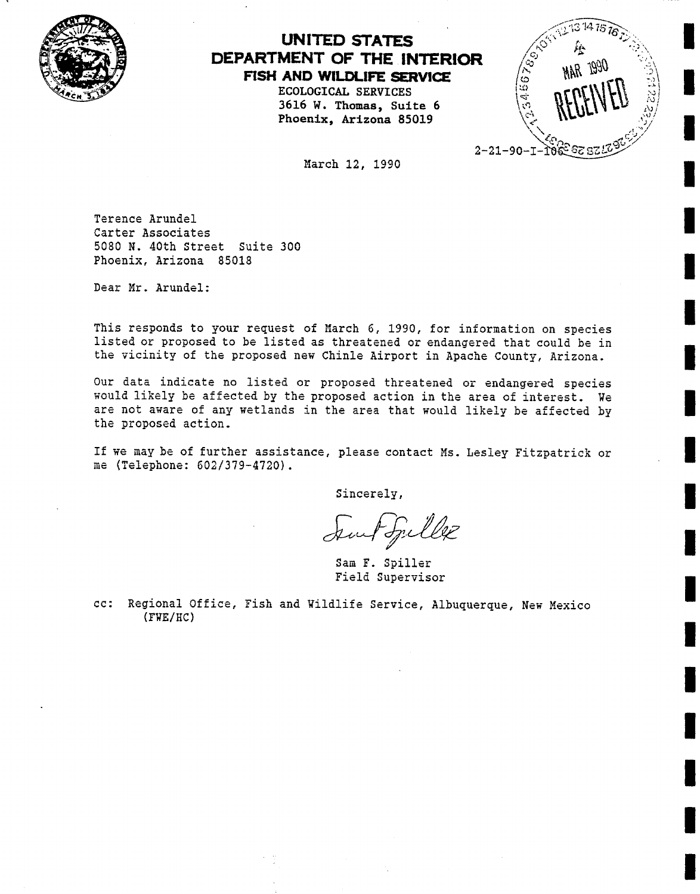# UNITED STATES
# DEPARTMENT OF THE INTERIOR
## FISH AND WILDLIFE SERVICE

ECOLOGICAL SERVICES
3616 W. Thomas, Suite 6
Phoenix, Arizona 85019

MAR 1990
RECEIVED

2-21-90-I-106

March 12, 1990

Terence Arundel
Carter Associates
5080 N. 40th Street Suite 300
Phoenix, Arizona 85018

Dear Mr. Arundel:

This responds to your request of March 6, 1990, for information on species listed or proposed to be listed as threatened or endangered that could be in the vicinity of the proposed new Chinle Airport in Apache County, Arizona.

Our data indicate no listed or proposed threatened or endangered species would likely be affected by the proposed action in the area of interest. We are not aware of any wetlands in the area that would likely be affected by the proposed action.

If we may be of further assistance, please contact Ms. Lesley Fitzpatrick or me (Telephone: 602/379-4720).

Sincerely,

Sam F. Spiller
Field Supervisor

cc: Regional Office, Fish and Wildlife Service, Albuquerque, New Mexico (FWE/HC)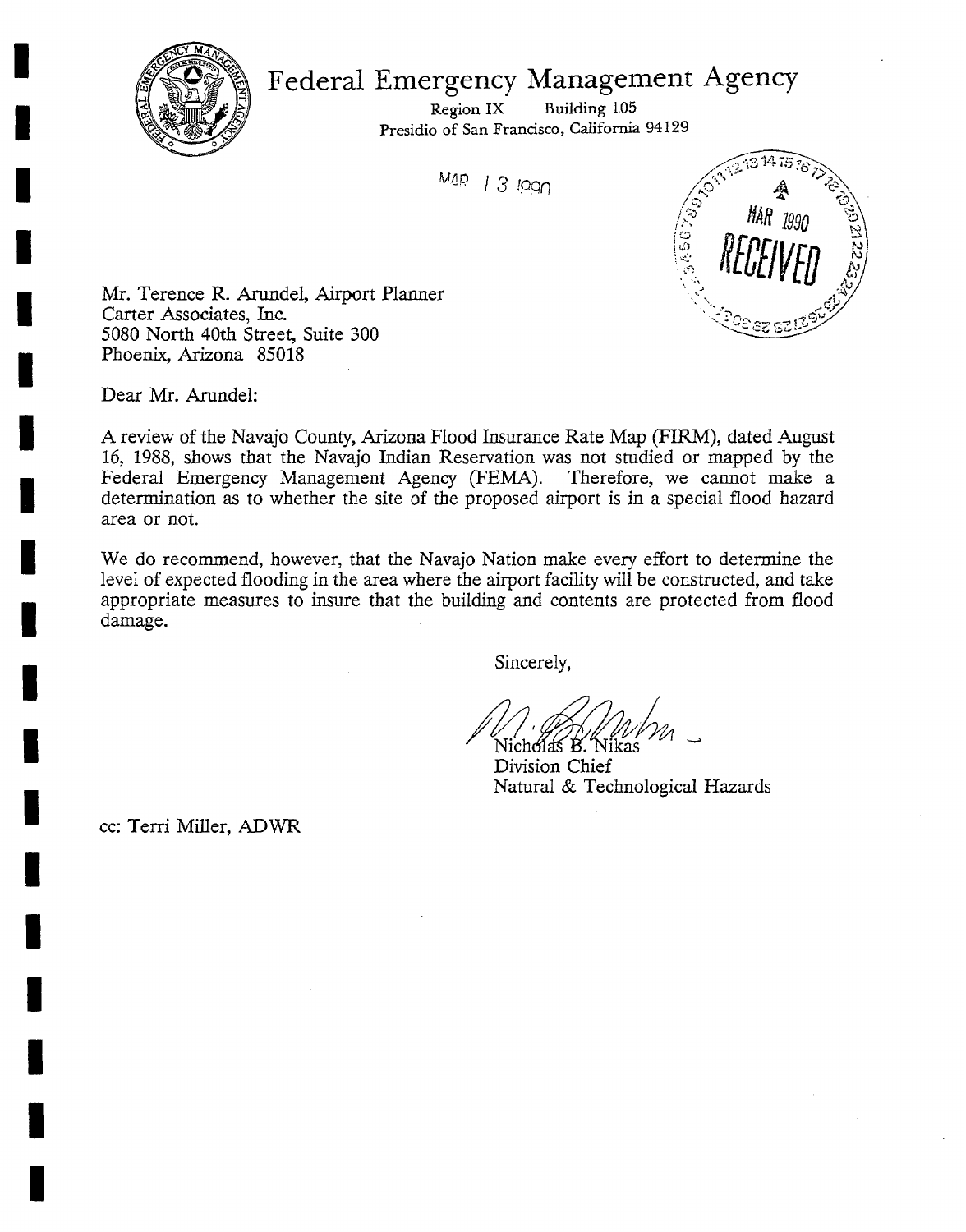# Federal Emergency Management Agency

Region IX Building 105
Presidio of San Francisco, California 94129

MAR 13 1990

MAR 1990
RECEIVED

Mr. Terence R. Arundel, Airport Planner
Carter Associates, Inc.
5080 North 40th Street, Suite 300
Phoenix, Arizona 85018

Dear Mr. Arundel:

A review of the Navajo County, Arizona Flood Insurance Rate Map (FIRM), dated August 16, 1988, shows that the Navajo Indian Reservation was not studied or mapped by the Federal Emergency Management Agency (FEMA). Therefore, we cannot make a determination as to whether the site of the proposed airport is in a special flood hazard area or not.

We do recommend, however, that the Navajo Nation make every effort to determine the level of expected flooding in the area where the airport facility will be constructed, and take appropriate measures to insure that the building and contents are protected from flood damage.

Sincerely,

Nicholas B. Nikas
Division Chief
Natural & Technological Hazards

cc: Terri Miller, ADWR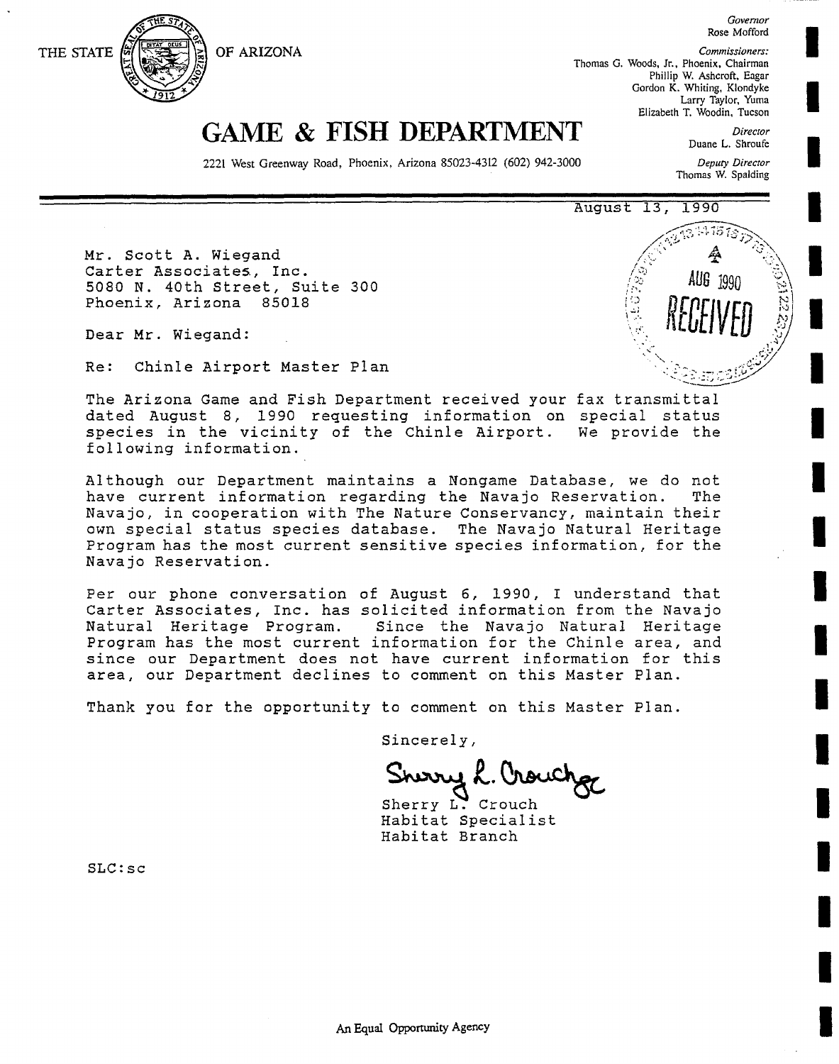THE STATE OF ARIZONA

# GAME & FISH DEPARTMENT

2221 West Greenway Road, Phoenix, Arizona 85023-4312 (602) 942-3000

*Governor*
Rose Mofford

*Commissioners:*
Thomas G. Woods, Jr., Phoenix, Chairman
Phillip W. Ashcroft, Eagar
Gordon K. Whiting, Klondyke
Larry Taylor, Yuma
Elizabeth T. Woodin, Tucson

*Director*
Duane L. Shroufe

*Deputy Director*
Thomas W. Spalding

August 13, 1990

RECEIVED AUG 1990

Mr. Scott A. Wiegand
Carter Associates, Inc.
5080 N. 40th Street, Suite 300
Phoenix, Arizona 85018

Dear Mr. Wiegand:

Re: Chinle Airport Master Plan

The Arizona Game and Fish Department received your fax transmittal dated August 8, 1990 requesting information on special status species in the vicinity of the Chinle Airport. We provide the following information.

Although our Department maintains a Nongame Database, we do not have current information regarding the Navajo Reservation. The Navajo, in cooperation with The Nature Conservancy, maintain their own special status species database. The Navajo Natural Heritage Program has the most current sensitive species information, for the Navajo Reservation.

Per our phone conversation of August 6, 1990, I understand that Carter Associates, Inc. has solicited information from the Navajo Natural Heritage Program. Since the Navajo Natural Heritage Program has the most current information for the Chinle area, and since our Department does not have current information for this area, our Department declines to comment on this Master Plan.

Thank you for the opportunity to comment on this Master Plan.

Sincerely,

Sherry L. Crouch

Sherry L. Crouch
Habitat Specialist
Habitat Branch

SLC:sc

An Equal Opportunity Agency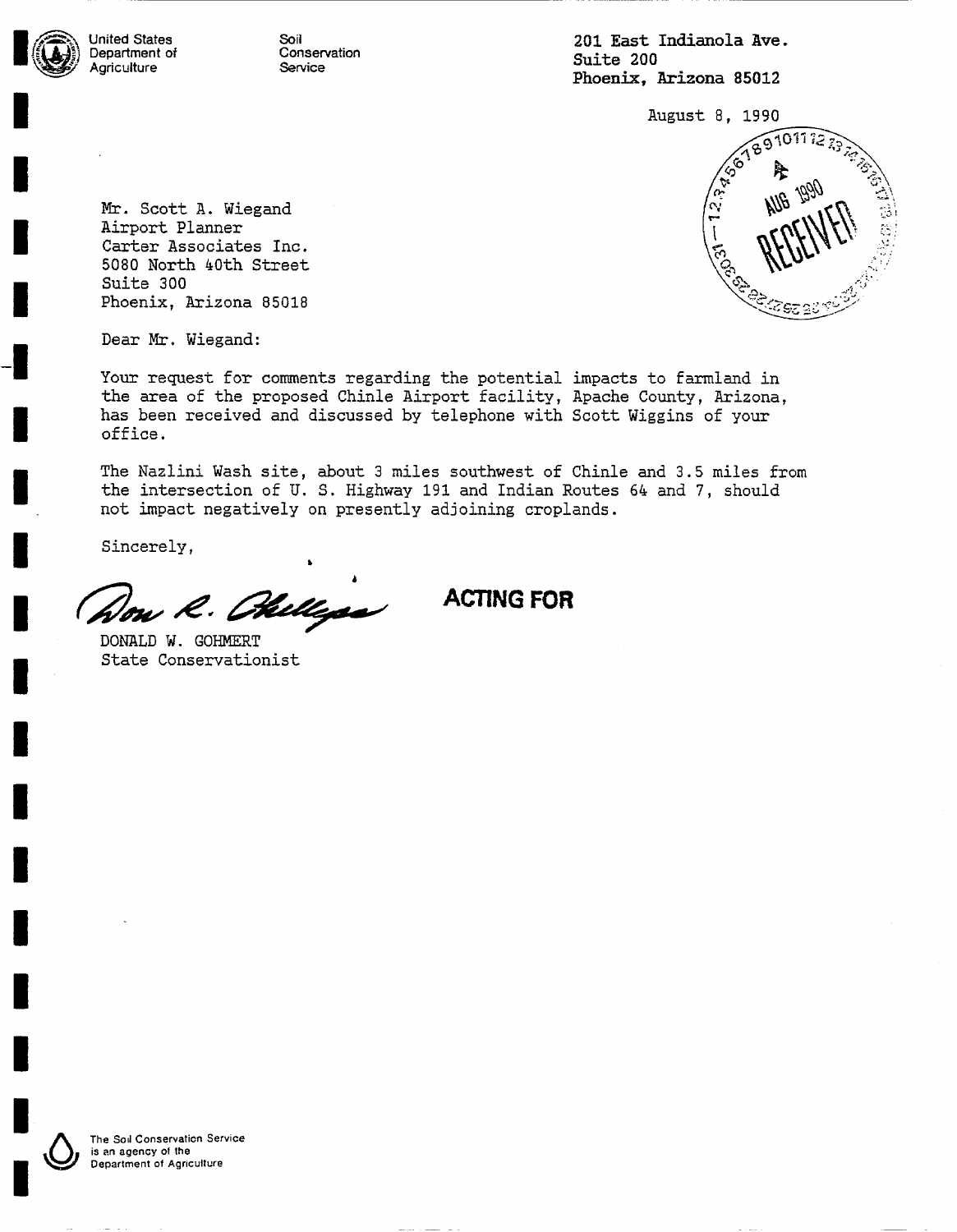United States Department of Agriculture

Soil Conservation Service

**201 East Indianola Ave.**
**Suite 200**
**Phoenix, Arizona 85012**

August 8, 1990

RECEIVED AUG 1990

Mr. Scott A. Wiegand
Airport Planner
Carter Associates Inc.
5080 North 40th Street
Suite 300
Phoenix, Arizona 85018

Dear Mr. Wiegand:

Your request for comments regarding the potential impacts to farmland in the area of the proposed Chinle Airport facility, Apache County, Arizona, has been received and discussed by telephone with Scott Wiggins of your office.

The Nazlini Wash site, about 3 miles southwest of Chinle and 3.5 miles from the intersection of U. S. Highway 191 and Indian Routes 64 and 7, should not impact negatively on presently adjoining croplands.

Sincerely,

Don R. Phillips **ACTING FOR**

DONALD W. GOHMERT
State Conservationist

The Soil Conservation Service is an agency of the Department of Agriculture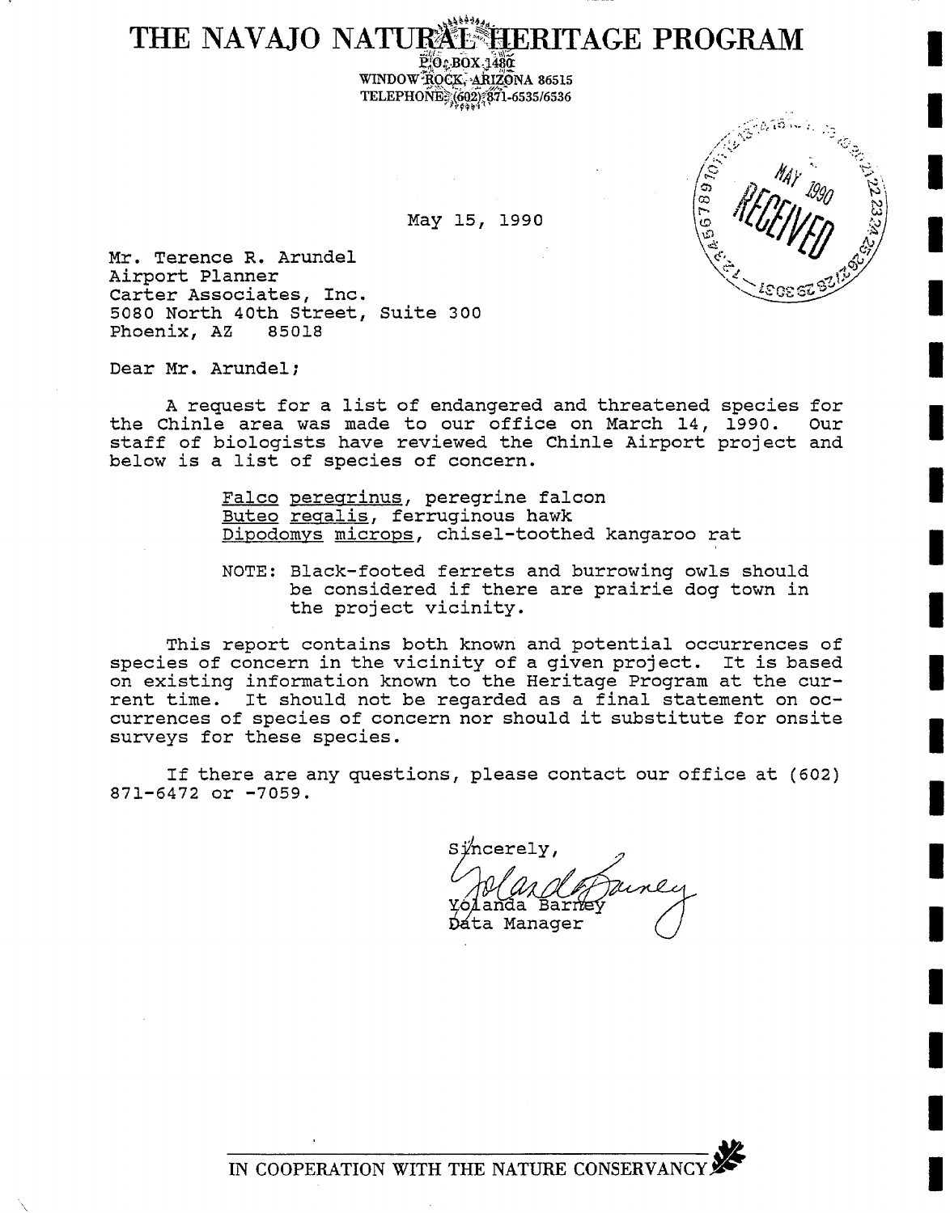# THE NAVAJO NATURAL HERITAGE PROGRAM

P.O. BOX 1480
WINDOW ROCK, ARIZONA 86515
TELEPHONE: (602) 871-6535/6536

MAY 1990
RECEIVED

May 15, 1990

Mr. Terence R. Arundel
Airport Planner
Carter Associates, Inc.
5080 North 40th Street, Suite 300
Phoenix, AZ 85018

Dear Mr. Arundel;

A request for a list of endangered and threatened species for the Chinle area was made to our office on March 14, 1990. Our staff of biologists have reviewed the Chinle Airport project and below is a list of species of concern.

> Falco peregrinus, peregrine falcon
> Buteo regalis, ferruginous hawk
> Dipodomys microps, chisel-toothed kangaroo rat
>
> NOTE: Black-footed ferrets and burrowing owls should be considered if there are prairie dog town in the project vicinity.

This report contains both known and potential occurrences of species of concern in the vicinity of a given project. It is based on existing information known to the Heritage Program at the current time. It should not be regarded as a final statement on occurrences of species of concern nor should it substitute for onsite surveys for these species.

If there are any questions, please contact our office at (602) 871-6472 or -7059.

Sincerely,

Yolanda Barney
Data Manager

IN COOPERATION WITH THE NATURE CONSERVANCY